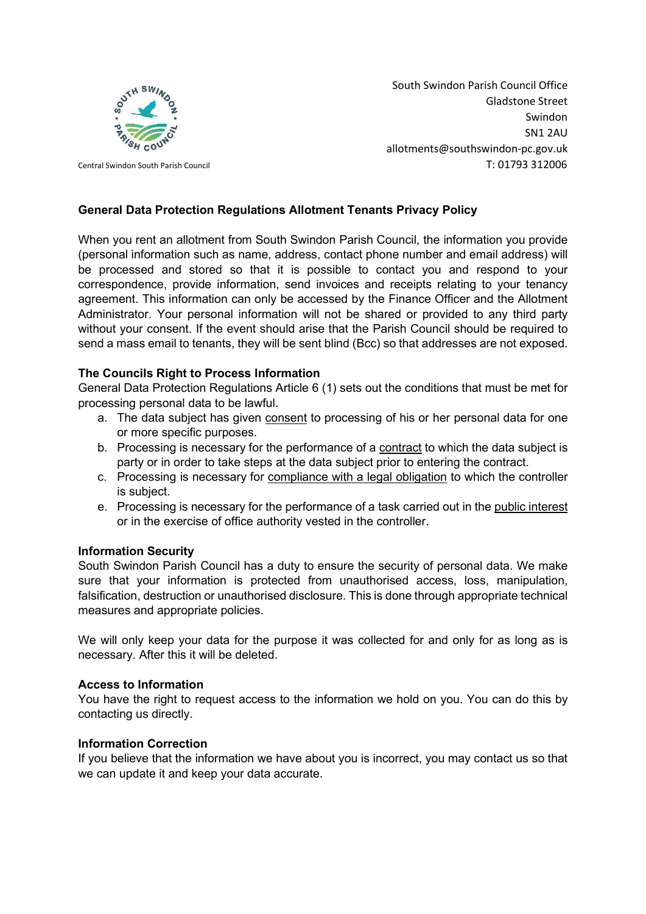Central Swindon South Parish Council

South Swindon Parish Council Office
Gladstone Street
Swindon
SN1 2AU
allotments@southswindon-pc.gov.uk
T: 01793 312006

## General Data Protection Regulations Allotment Tenants Privacy Policy

When you rent an allotment from South Swindon Parish Council, the information you provide (personal information such as name, address, contact phone number and email address) will be processed and stored so that it is possible to contact you and respond to your correspondence, provide information, send invoices and receipts relating to your tenancy agreement. This information can only be accessed by the Finance Officer and the Allotment Administrator. Your personal information will not be shared or provided to any third party without your consent. If the event should arise that the Parish Council should be required to send a mass email to tenants, they will be sent blind (Bcc) so that addresses are not exposed.

### The Councils Right to Process Information

General Data Protection Regulations Article 6 (1) sets out the conditions that must be met for processing personal data to be lawful.

a. The data subject has given consent to processing of his or her personal data for one or more specific purposes.
b. Processing is necessary for the performance of a contract to which the data subject is party or in order to take steps at the data subject prior to entering the contract.
c. Processing is necessary for compliance with a legal obligation to which the controller is subject.
e. Processing is necessary for the performance of a task carried out in the public interest or in the exercise of office authority vested in the controller.

### Information Security

South Swindon Parish Council has a duty to ensure the security of personal data. We make sure that your information is protected from unauthorised access, loss, manipulation, falsification, destruction or unauthorised disclosure. This is done through appropriate technical measures and appropriate policies.

We will only keep your data for the purpose it was collected for and only for as long as is necessary. After this it will be deleted.

### Access to Information

You have the right to request access to the information we hold on you. You can do this by contacting us directly.

### Information Correction

If you believe that the information we have about you is incorrect, you may contact us so that we can update it and keep your data accurate.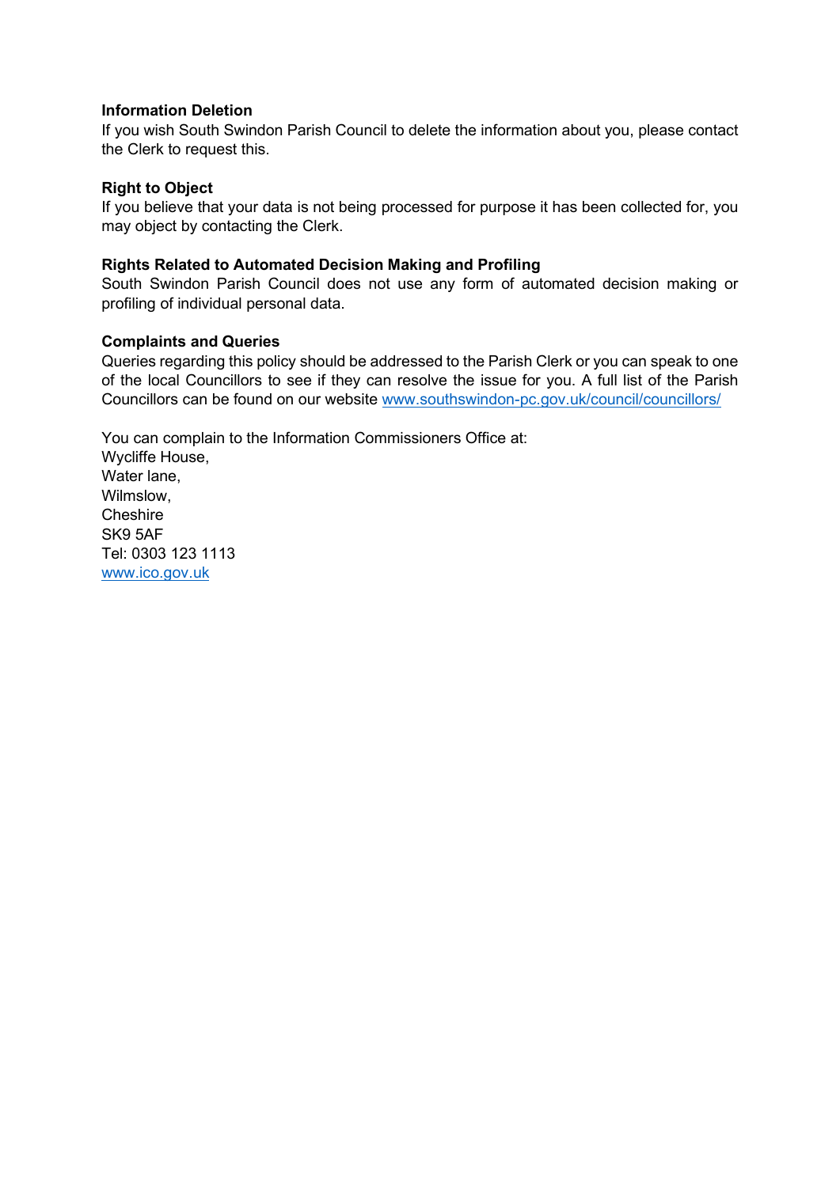**Information Deletion**
If you wish South Swindon Parish Council to delete the information about you, please contact the Clerk to request this.

**Right to Object**
If you believe that your data is not being processed for purpose it has been collected for, you may object by contacting the Clerk.

**Rights Related to Automated Decision Making and Profiling**
South Swindon Parish Council does not use any form of automated decision making or profiling of individual personal data.

**Complaints and Queries**
Queries regarding this policy should be addressed to the Parish Clerk or you can speak to one of the local Councillors to see if they can resolve the issue for you. A full list of the Parish Councillors can be found on our website [www.southswindon-pc.gov.uk/council/councillors/](http://www.southswindon-pc.gov.uk/council/councillors/)

You can complain to the Information Commissioners Office at:
Wycliffe House,
Water lane,
Wilmslow,
Cheshire
SK9 5AF
Tel: 0303 123 1113
[www.ico.gov.uk](http://www.ico.gov.uk)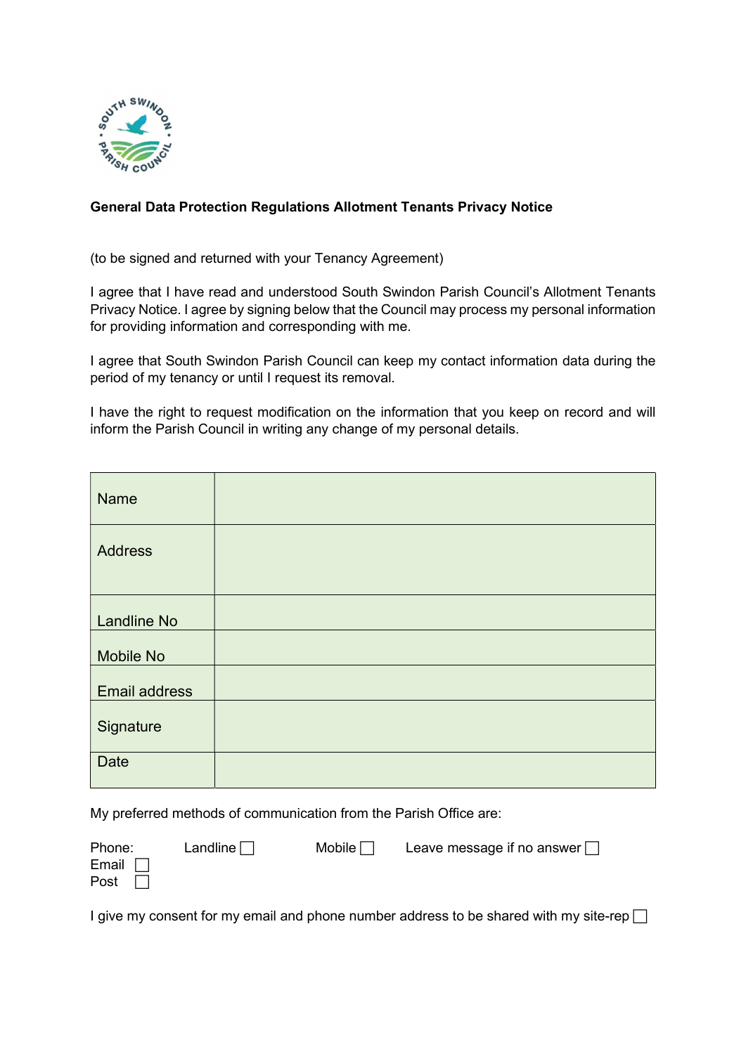**General Data Protection Regulations Allotment Tenants Privacy Notice**

(to be signed and returned with your Tenancy Agreement)

I agree that I have read and understood South Swindon Parish Council's Allotment Tenants Privacy Notice. I agree by signing below that the Council may process my personal information for providing information and corresponding with me.

I agree that South Swindon Parish Council can keep my contact information data during the period of my tenancy or until I request its removal.

I have the right to request modification on the information that you keep on record and will inform the Parish Council in writing any change of my personal details.

| | |
|---|---|
| Name | |
| Address | |
| Landline No | |
| Mobile No | |
| Email address | |
| Signature | |
| Date | |

My preferred methods of communication from the Parish Office are:

Phone: Landline ☐ Mobile ☐ Leave message if no answer ☐
Email ☐
Post ☐

I give my consent for my email and phone number address to be shared with my site-rep ☐